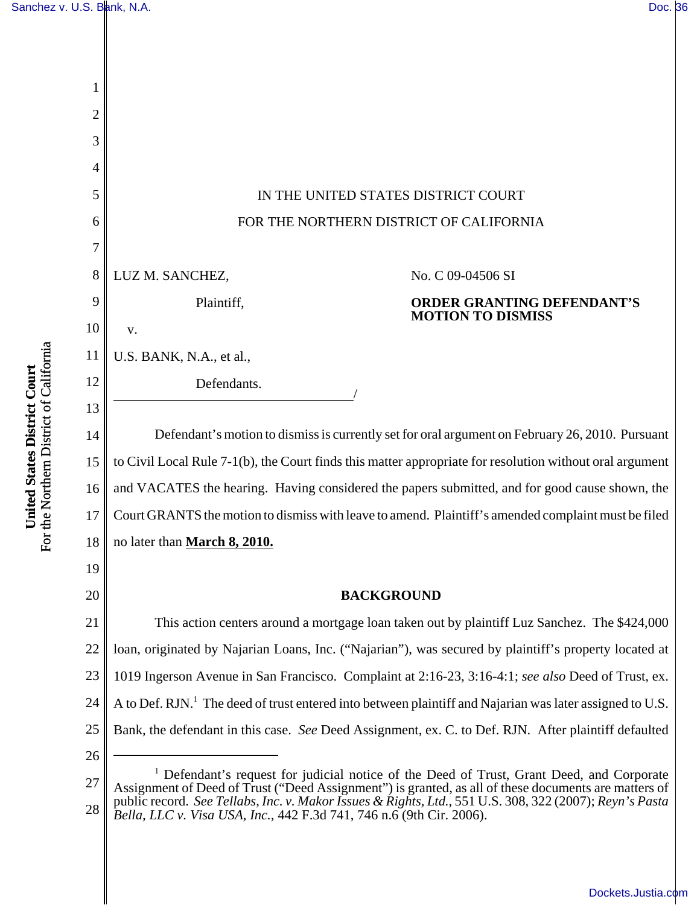IN THE UNITED STATES DISTRICT COURT

FOR THE NORTHERN DISTRICT OF CALIFORNIA

LUZ M. SANCHEZ,

Plaintiff,

v.

U.S. BANK, N.A., et al.,

Defendants.

/

No. C 09-04506 SI

**ORDER GRANTING DEFENDANT'S MOTION TO DISMISS**

Defendant's motion to dismiss is currently set for oral argument on February 26, 2010. Pursuant to Civil Local Rule 7-1(b), the Court finds this matter appropriate for resolution without oral argument and VACATES the hearing. Having considered the papers submitted, and for good cause shown, the Court GRANTS the motion to dismiss with leave to amend. Plaintiff's amended complaint must be filed no later than **March 8, 2010.**

## BACKGROUND

This action centers around a mortgage loan taken out by plaintiff Luz Sanchez. The $424,000 loan, originated by Najarian Loans, Inc. ("Najarian"), was secured by plaintiff's property located at 1019 Ingerson Avenue in San Francisco. Complaint at 2:16-23, 3:16-4:1; *see also* Deed of Trust, ex. A to Def. RJN.[1] The deed of trust entered into between plaintiff and Najarian was later assigned to U.S. Bank, the defendant in this case. *See* Deed Assignment, ex. C. to Def. RJN. After plaintiff defaulted

---

[1] Defendant's request for judicial notice of the Deed of Trust, Grant Deed, and Corporate Assignment of Deed of Trust ("Deed Assignment") is granted, as all of these documents are matters of public record. *See Tellabs, Inc. v. Makor Issues & Rights, Ltd.*, 551 U.S. 308, 322 (2007); *Reyn's Pasta Bella, LLC v. Visa USA, Inc.*, 442 F.3d 741, 746 n.6 (9th Cir. 2006).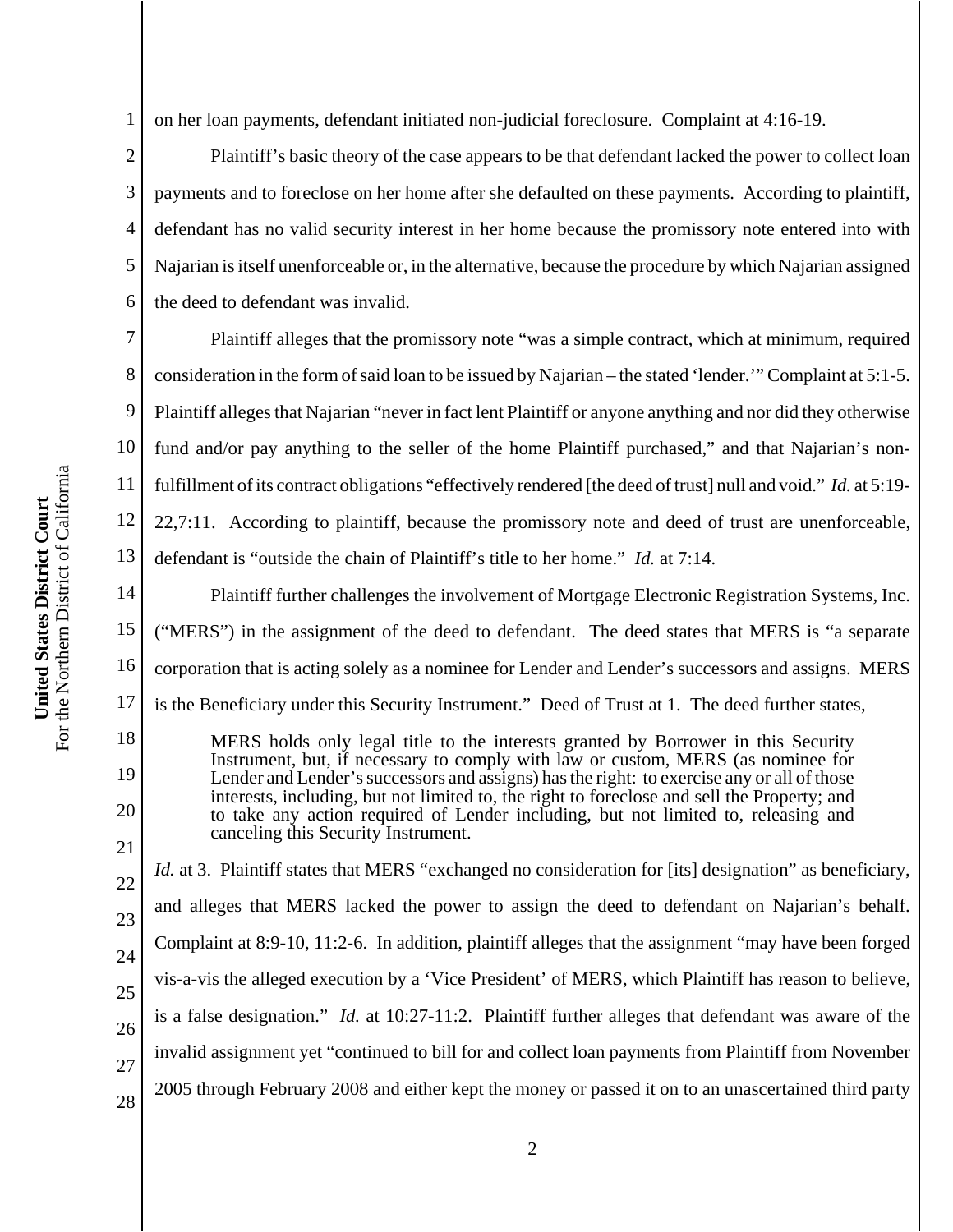on her loan payments, defendant initiated non-judicial foreclosure. Complaint at 4:16-19.

Plaintiff's basic theory of the case appears to be that defendant lacked the power to collect loan payments and to foreclose on her home after she defaulted on these payments. According to plaintiff, defendant has no valid security interest in her home because the promissory note entered into with Najarian is itself unenforceable or, in the alternative, because the procedure by which Najarian assigned the deed to defendant was invalid.

Plaintiff alleges that the promissory note "was a simple contract, which at minimum, required consideration in the form of said loan to be issued by Najarian – the stated 'lender.'" Complaint at 5:1-5. Plaintiff alleges that Najarian "never in fact lent Plaintiff or anyone anything and nor did they otherwise fund and/or pay anything to the seller of the home Plaintiff purchased," and that Najarian's non-fulfillment of its contract obligations "effectively rendered [the deed of trust] null and void." *Id.* at 5:19-22,7:11. According to plaintiff, because the promissory note and deed of trust are unenforceable, defendant is "outside the chain of Plaintiff's title to her home." *Id.* at 7:14.

Plaintiff further challenges the involvement of Mortgage Electronic Registration Systems, Inc. ("MERS") in the assignment of the deed to defendant. The deed states that MERS is "a separate corporation that is acting solely as a nominee for Lender and Lender's successors and assigns. MERS is the Beneficiary under this Security Instrument." Deed of Trust at 1. The deed further states,

> MERS holds only legal title to the interests granted by Borrower in this Security Instrument, but, if necessary to comply with law or custom, MERS (as nominee for Lender and Lender's successors and assigns) has the right: to exercise any or all of those interests, including, but not limited to, the right to foreclose and sell the Property; and to take any action required of Lender including, but not limited to, releasing and canceling this Security Instrument.

*Id.* at 3. Plaintiff states that MERS "exchanged no consideration for [its] designation" as beneficiary, and alleges that MERS lacked the power to assign the deed to defendant on Najarian's behalf. Complaint at 8:9-10, 11:2-6. In addition, plaintiff alleges that the assignment "may have been forged vis-a-vis the alleged execution by a 'Vice President' of MERS, which Plaintiff has reason to believe, is a false designation." *Id.* at 10:27-11:2. Plaintiff further alleges that defendant was aware of the invalid assignment yet "continued to bill for and collect loan payments from Plaintiff from November 2005 through February 2008 and either kept the money or passed it on to an unascertained third party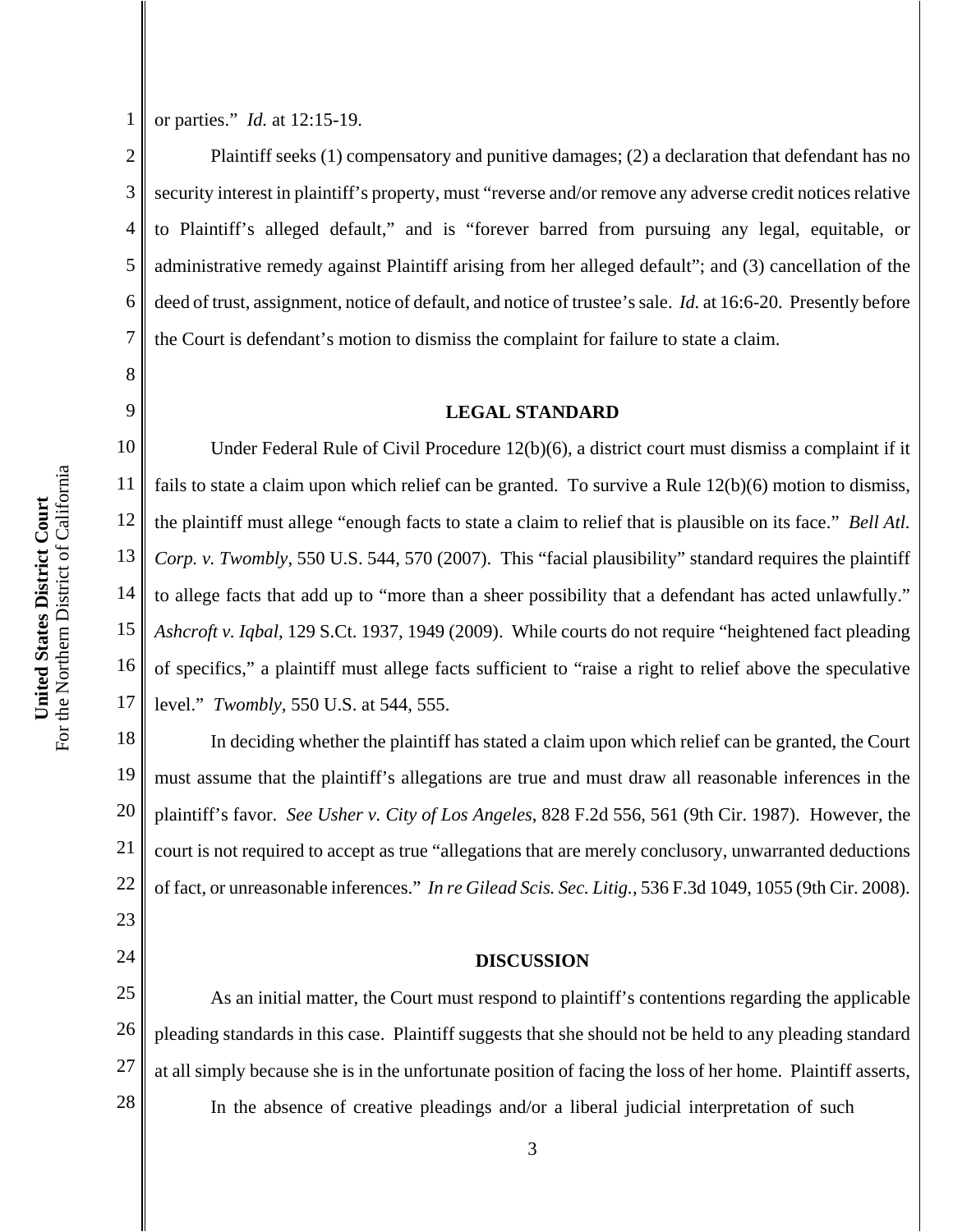or parties." *Id.* at 12:15-19.

Plaintiff seeks (1) compensatory and punitive damages; (2) a declaration that defendant has no security interest in plaintiff's property, must "reverse and/or remove any adverse credit notices relative to Plaintiff's alleged default," and is "forever barred from pursuing any legal, equitable, or administrative remedy against Plaintiff arising from her alleged default"; and (3) cancellation of the deed of trust, assignment, notice of default, and notice of trustee's sale. *Id.* at 16:6-20. Presently before the Court is defendant's motion to dismiss the complaint for failure to state a claim.

## LEGAL STANDARD

Under Federal Rule of Civil Procedure 12(b)(6), a district court must dismiss a complaint if it fails to state a claim upon which relief can be granted. To survive a Rule 12(b)(6) motion to dismiss, the plaintiff must allege "enough facts to state a claim to relief that is plausible on its face." *Bell Atl. Corp. v. Twombly*, 550 U.S. 544, 570 (2007). This "facial plausibility" standard requires the plaintiff to allege facts that add up to "more than a sheer possibility that a defendant has acted unlawfully." *Ashcroft v. Iqbal*, 129 S.Ct. 1937, 1949 (2009). While courts do not require "heightened fact pleading of specifics," a plaintiff must allege facts sufficient to "raise a right to relief above the speculative level." *Twombly*, 550 U.S. at 544, 555.

In deciding whether the plaintiff has stated a claim upon which relief can be granted, the Court must assume that the plaintiff's allegations are true and must draw all reasonable inferences in the plaintiff's favor. *See Usher v. City of Los Angeles*, 828 F.2d 556, 561 (9th Cir. 1987). However, the court is not required to accept as true "allegations that are merely conclusory, unwarranted deductions of fact, or unreasonable inferences." *In re Gilead Scis. Sec. Litig.*, 536 F.3d 1049, 1055 (9th Cir. 2008).

## DISCUSSION

As an initial matter, the Court must respond to plaintiff's contentions regarding the applicable pleading standards in this case. Plaintiff suggests that she should not be held to any pleading standard at all simply because she is in the unfortunate position of facing the loss of her home. Plaintiff asserts,

> In the absence of creative pleadings and/or a liberal judicial interpretation of such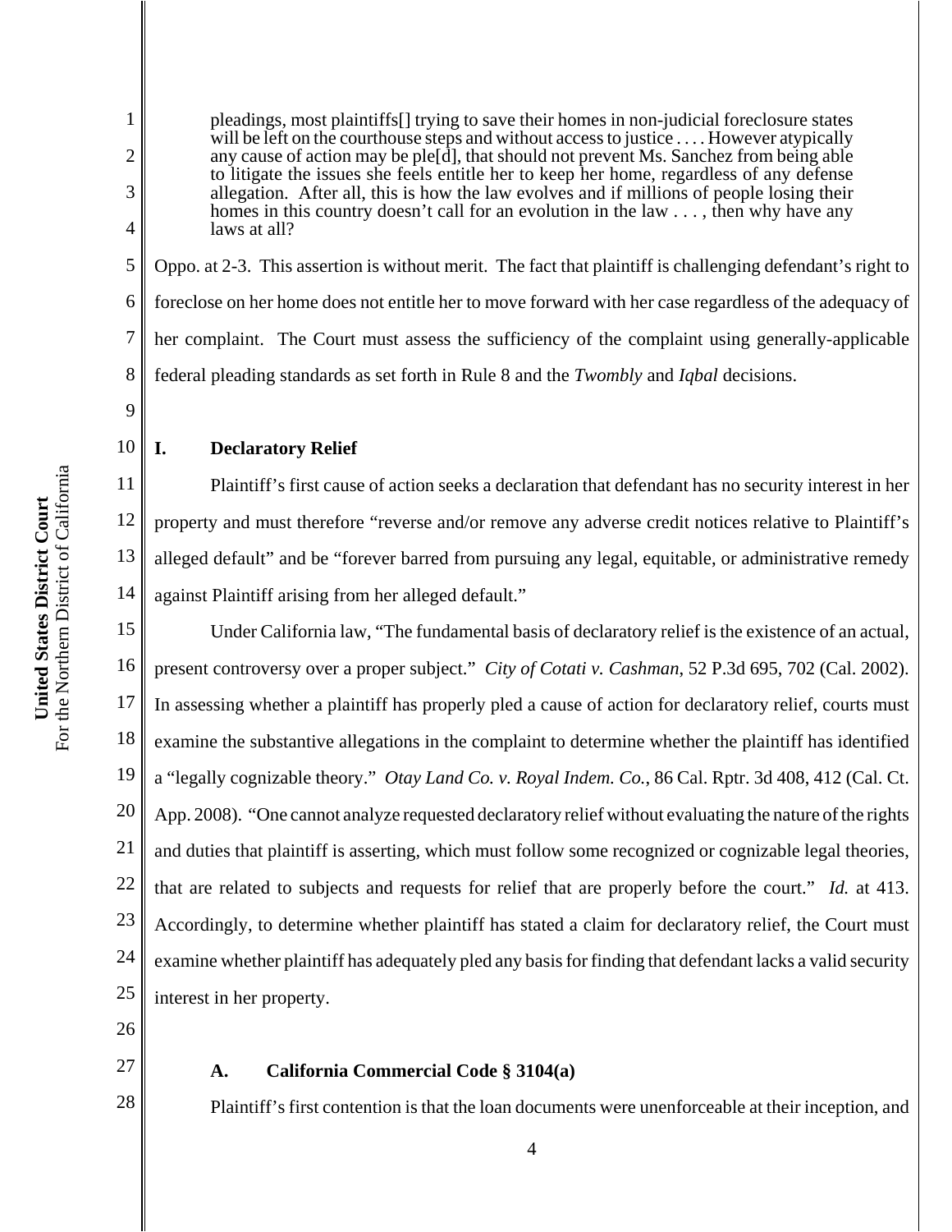> pleadings, most plaintiffs[] trying to save their homes in non-judicial foreclosure states will be left on the courthouse steps and without access to justice . . . . However atypically any cause of action may be ple[d], that should not prevent Ms. Sanchez from being able to litigate the issues she feels entitle her to keep her home, regardless of any defense allegation. After all, this is how the law evolves and if millions of people losing their homes in this country doesn't call for an evolution in the law . . . , then why have any laws at all?

Oppo. at 2-3. This assertion is without merit. The fact that plaintiff is challenging defendant's right to foreclose on her home does not entitle her to move forward with her case regardless of the adequacy of her complaint. The Court must assess the sufficiency of the complaint using generally-applicable federal pleading standards as set forth in Rule 8 and the *Twombly* and *Iqbal* decisions.

## I. Declaratory Relief

Plaintiff's first cause of action seeks a declaration that defendant has no security interest in her property and must therefore "reverse and/or remove any adverse credit notices relative to Plaintiff's alleged default" and be "forever barred from pursuing any legal, equitable, or administrative remedy against Plaintiff arising from her alleged default."

Under California law, "The fundamental basis of declaratory relief is the existence of an actual, present controversy over a proper subject." *City of Cotati v. Cashman*, 52 P.3d 695, 702 (Cal. 2002). In assessing whether a plaintiff has properly pled a cause of action for declaratory relief, courts must examine the substantive allegations in the complaint to determine whether the plaintiff has identified a "legally cognizable theory." *Otay Land Co. v. Royal Indem. Co.*, 86 Cal. Rptr. 3d 408, 412 (Cal. Ct. App. 2008). "One cannot analyze requested declaratory relief without evaluating the nature of the rights and duties that plaintiff is asserting, which must follow some recognized or cognizable legal theories, that are related to subjects and requests for relief that are properly before the court." *Id.* at 413. Accordingly, to determine whether plaintiff has stated a claim for declaratory relief, the Court must examine whether plaintiff has adequately pled any basis for finding that defendant lacks a valid security interest in her property.

### A. California Commercial Code § 3104(a)

Plaintiff's first contention is that the loan documents were unenforceable at their inception, and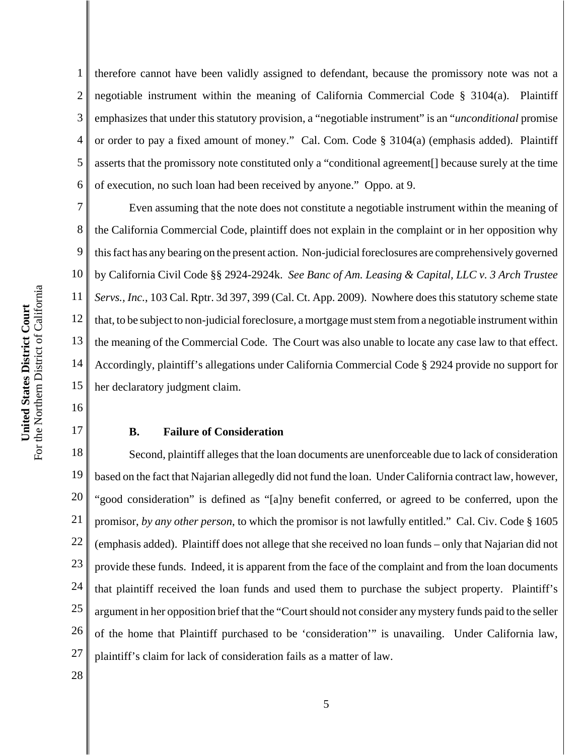therefore cannot have been validly assigned to defendant, because the promissory note was not a negotiable instrument within the meaning of California Commercial Code § 3104(a). Plaintiff emphasizes that under this statutory provision, a "negotiable instrument" is an "*unconditional* promise or order to pay a fixed amount of money." Cal. Com. Code § 3104(a) (emphasis added). Plaintiff asserts that the promissory note constituted only a "conditional agreement[] because surely at the time of execution, no such loan had been received by anyone." Oppo. at 9.

Even assuming that the note does not constitute a negotiable instrument within the meaning of the California Commercial Code, plaintiff does not explain in the complaint or in her opposition why this fact has any bearing on the present action. Non-judicial foreclosures are comprehensively governed by California Civil Code §§ 2924-2924k. *See Banc of Am. Leasing & Capital, LLC v. 3 Arch Trustee Servs., Inc.*, 103 Cal. Rptr. 3d 397, 399 (Cal. Ct. App. 2009). Nowhere does this statutory scheme state that, to be subject to non-judicial foreclosure, a mortgage must stem from a negotiable instrument within the meaning of the Commercial Code. The Court was also unable to locate any case law to that effect. Accordingly, plaintiff's allegations under California Commercial Code § 2924 provide no support for her declaratory judgment claim.

### B. Failure of Consideration

Second, plaintiff alleges that the loan documents are unenforceable due to lack of consideration based on the fact that Najarian allegedly did not fund the loan. Under California contract law, however, "good consideration" is defined as "[a]ny benefit conferred, or agreed to be conferred, upon the promisor, *by any other person*, to which the promisor is not lawfully entitled." Cal. Civ. Code § 1605 (emphasis added). Plaintiff does not allege that she received no loan funds – only that Najarian did not provide these funds. Indeed, it is apparent from the face of the complaint and from the loan documents that plaintiff received the loan funds and used them to purchase the subject property. Plaintiff's argument in her opposition brief that the "Court should not consider any mystery funds paid to the seller of the home that Plaintiff purchased to be 'consideration'" is unavailing. Under California law, plaintiff's claim for lack of consideration fails as a matter of law.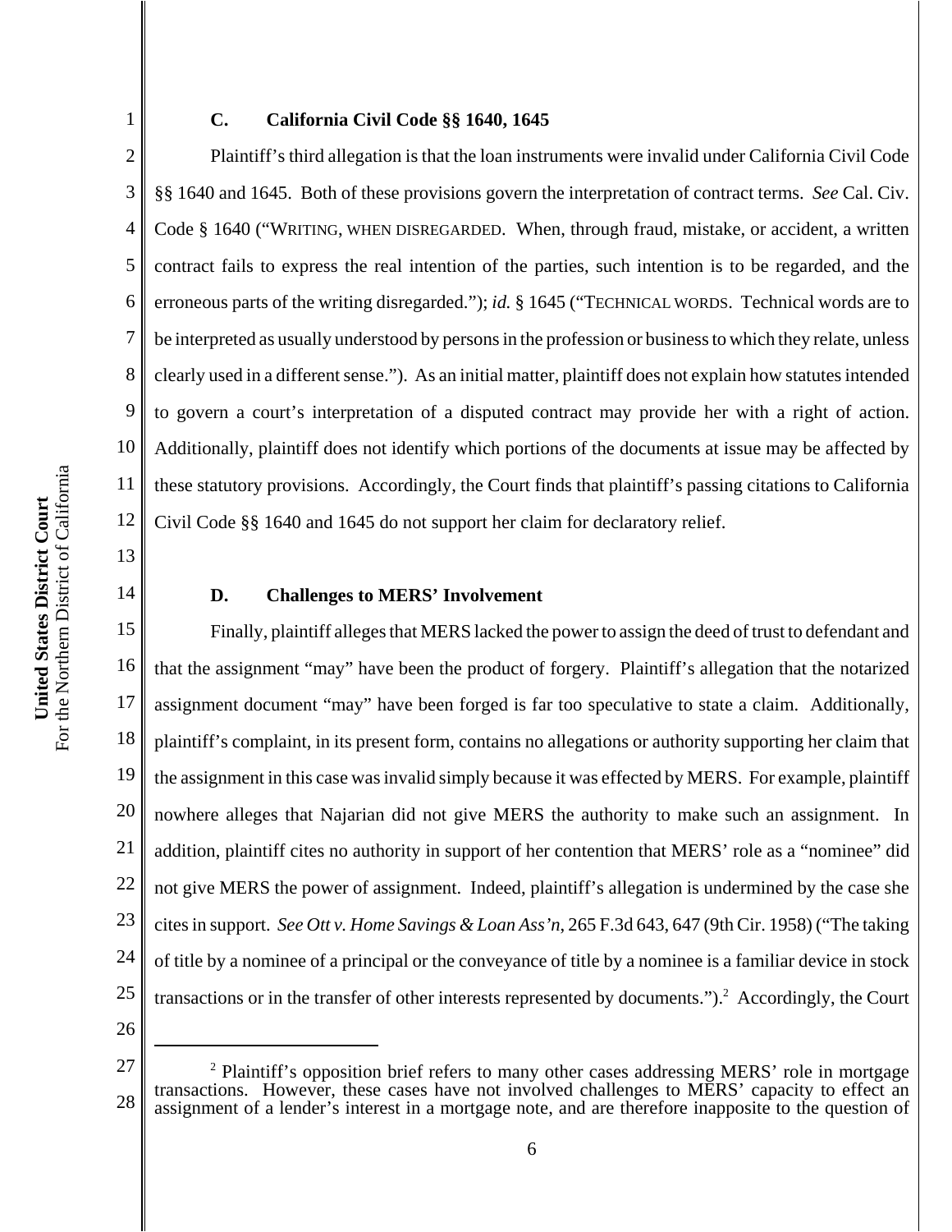### C. California Civil Code §§ 1640, 1645

Plaintiff's third allegation is that the loan instruments were invalid under California Civil Code §§ 1640 and 1645. Both of these provisions govern the interpretation of contract terms. *See* Cal. Civ. Code § 1640 ("WRITING, WHEN DISREGARDED. When, through fraud, mistake, or accident, a written contract fails to express the real intention of the parties, such intention is to be regarded, and the erroneous parts of the writing disregarded."); *id.* § 1645 ("TECHNICAL WORDS. Technical words are to be interpreted as usually understood by persons in the profession or business to which they relate, unless clearly used in a different sense."). As an initial matter, plaintiff does not explain how statutes intended to govern a court's interpretation of a disputed contract may provide her with a right of action. Additionally, plaintiff does not identify which portions of the documents at issue may be affected by these statutory provisions. Accordingly, the Court finds that plaintiff's passing citations to California Civil Code §§ 1640 and 1645 do not support her claim for declaratory relief.

### D. Challenges to MERS' Involvement

Finally, plaintiff alleges that MERS lacked the power to assign the deed of trust to defendant and that the assignment "may" have been the product of forgery. Plaintiff's allegation that the notarized assignment document "may" have been forged is far too speculative to state a claim. Additionally, plaintiff's complaint, in its present form, contains no allegations or authority supporting her claim that the assignment in this case was invalid simply because it was effected by MERS. For example, plaintiff nowhere alleges that Najarian did not give MERS the authority to make such an assignment. In addition, plaintiff cites no authority in support of her contention that MERS' role as a "nominee" did not give MERS the power of assignment. Indeed, plaintiff's allegation is undermined by the case she cites in support. *See Ott v. Home Savings & Loan Ass'n*, 265 F.3d 643, 647 (9th Cir. 1958) ("The taking of title by a nominee of a principal or the conveyance of title by a nominee is a familiar device in stock transactions or in the transfer of other interests represented by documents.").[2] Accordingly, the Court

[2] Plaintiff's opposition brief refers to many other cases addressing MERS' role in mortgage transactions. However, these cases have not involved challenges to MERS' capacity to effect an assignment of a lender's interest in a mortgage note, and are therefore inapposite to the question of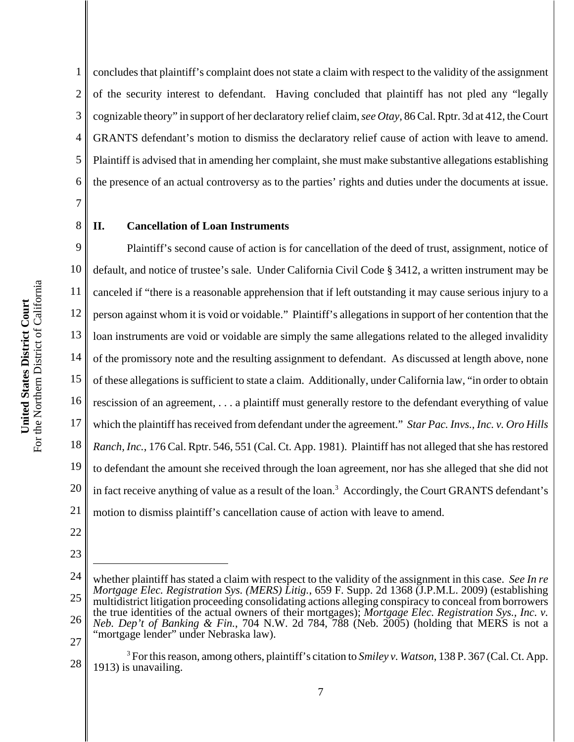concludes that plaintiff's complaint does not state a claim with respect to the validity of the assignment of the security interest to defendant. Having concluded that plaintiff has not pled any "legally cognizable theory" in support of her declaratory relief claim, *see Otay*, 86 Cal. Rptr. 3d at 412, the Court GRANTS defendant's motion to dismiss the declaratory relief cause of action with leave to amend. Plaintiff is advised that in amending her complaint, she must make substantive allegations establishing the presence of an actual controversy as to the parties' rights and duties under the documents at issue.

## II. Cancellation of Loan Instruments

Plaintiff's second cause of action is for cancellation of the deed of trust, assignment, notice of default, and notice of trustee's sale. Under California Civil Code § 3412, a written instrument may be canceled if "there is a reasonable apprehension that if left outstanding it may cause serious injury to a person against whom it is void or voidable." Plaintiff's allegations in support of her contention that the loan instruments are void or voidable are simply the same allegations related to the alleged invalidity of the promissory note and the resulting assignment to defendant. As discussed at length above, none of these allegations is sufficient to state a claim. Additionally, under California law, "in order to obtain rescission of an agreement, . . . a plaintiff must generally restore to the defendant everything of value which the plaintiff has received from defendant under the agreement." *Star Pac. Invs., Inc. v. Oro Hills Ranch, Inc.*, 176 Cal. Rptr. 546, 551 (Cal. Ct. App. 1981). Plaintiff has not alleged that she has restored to defendant the amount she received through the loan agreement, nor has she alleged that she did not in fact receive anything of value as a result of the loan.[3] Accordingly, the Court GRANTS defendant's motion to dismiss plaintiff's cancellation cause of action with leave to amend.

---

whether plaintiff has stated a claim with respect to the validity of the assignment in this case. *See In re Mortgage Elec. Registration Sys. (MERS) Litig.*, 659 F. Supp. 2d 1368 (J.P.M.L. 2009) (establishing multidistrict litigation proceeding consolidating actions alleging conspiracy to conceal from borrowers the true identities of the actual owners of their mortgages); *Mortgage Elec. Registration Sys., Inc. v. Neb. Dep't of Banking & Fin.*, 704 N.W. 2d 784, 788 (Neb. 2005) (holding that MERS is not a "mortgage lender" under Nebraska law).

[3] For this reason, among others, plaintiff's citation to *Smiley v. Watson*, 138 P. 367 (Cal. Ct. App. 1913) is unavailing.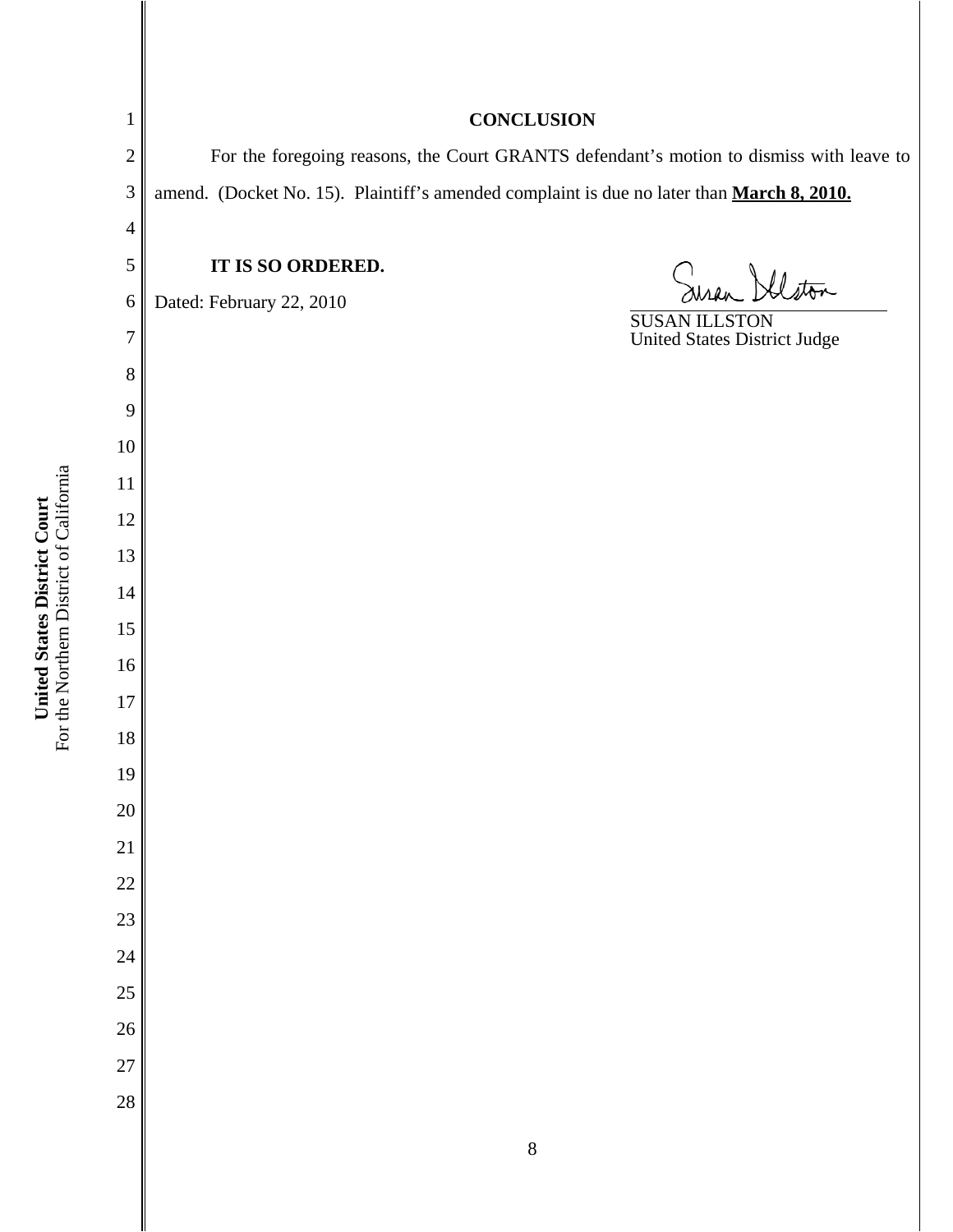## CONCLUSION

For the foregoing reasons, the Court GRANTS defendant's motion to dismiss with leave to amend. (Docket No. 15). Plaintiff's amended complaint is due no later than **March 8, 2010.**

**IT IS SO ORDERED.**

Dated: February 22, 2010

SUSAN ILLSTON
United States District Judge